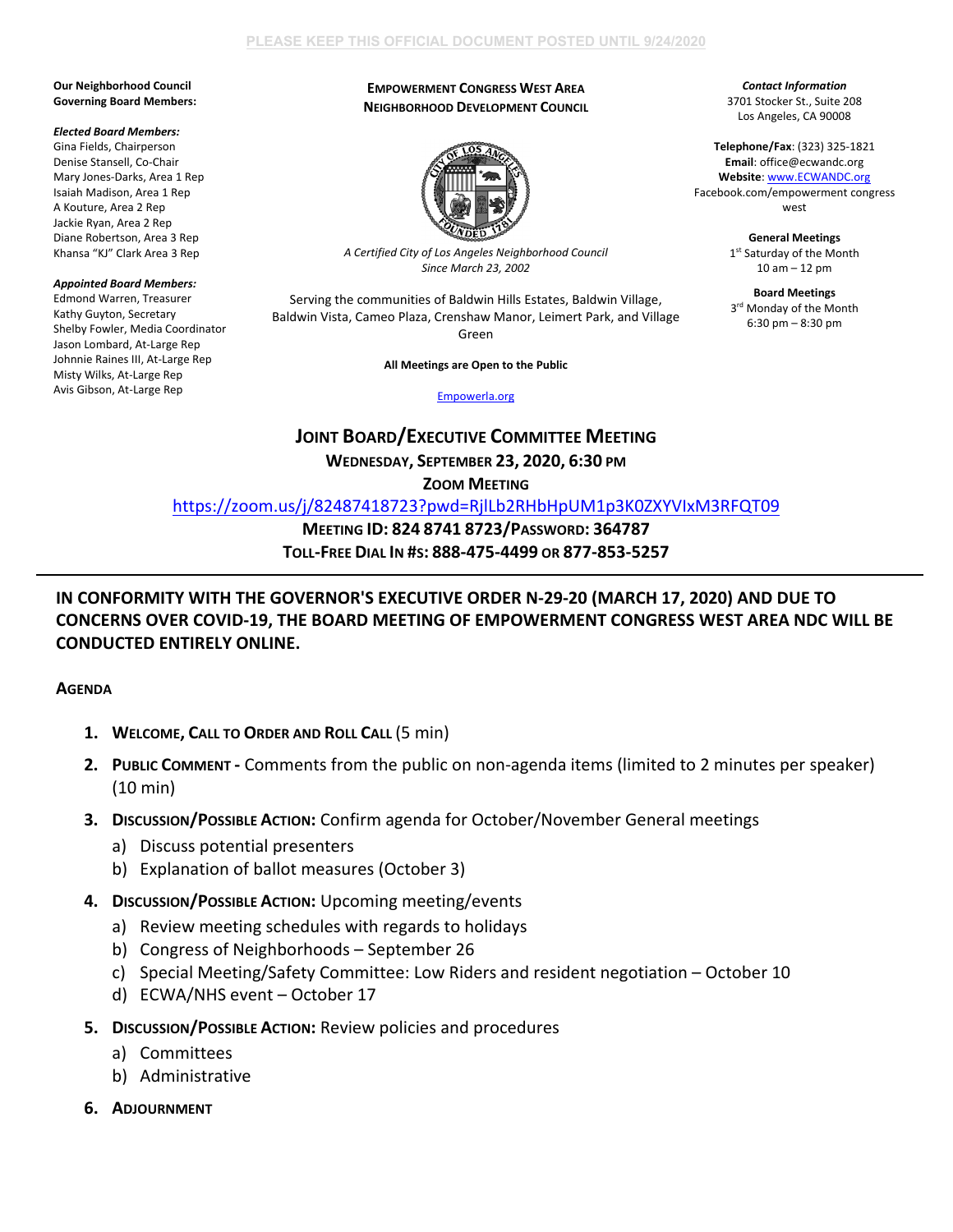PLEASE KEEP THIS OFFICIAL DOCUMENT POSTED UNTIL 9/24/2020

**Our Neighborhood Council Governing Board Members:**

***Elected Board Members:***
Gina Fields, Chairperson
Denise Stansell, Co-Chair
Mary Jones-Darks, Area 1 Rep
Isaiah Madison, Area 1 Rep
A Kouture, Area 2 Rep
Jackie Ryan, Area 2 Rep
Diane Robertson, Area 3 Rep
Khansa "KJ" Clark Area 3 Rep

***Appointed Board Members:***
Edmond Warren, Treasurer
Kathy Guyton, Secretary
Shelby Fowler, Media Coordinator
Jason Lombard, At-Large Rep
Johnnie Raines III, At-Large Rep
Misty Wilks, At-Large Rep
Avis Gibson, At-Large Rep

**EMPOWERMENT CONGRESS WEST AREA NEIGHBORHOOD DEVELOPMENT COUNCIL**

*A Certified City of Los Angeles Neighborhood Council Since March 23, 2002*

Serving the communities of Baldwin Hills Estates, Baldwin Village, Baldwin Vista, Cameo Plaza, Crenshaw Manor, Leimert Park, and Village Green

**All Meetings are Open to the Public**

Empowerla.org

***Contact Information***
3701 Stocker St., Suite 208
Los Angeles, CA 90008

**Telephone/Fax**: (323) 325-1821
**Email**: office@ecwandc.org
**Website**: www.ECWANDC.org
Facebook.com/empowerment congress west

**General Meetings**
1st Saturday of the Month
10 am – 12 pm

**Board Meetings**
3rd Monday of the Month
6:30 pm – 8:30 pm

## JOINT BOARD/EXECUTIVE COMMITTEE MEETING

**WEDNESDAY, SEPTEMBER 23, 2020, 6:30 PM**

**ZOOM MEETING**

https://zoom.us/j/82487418723?pwd=RjlLb2RHbHpUM1p3K0ZXYVIxM3RFQT09

**MEETING ID: 824 8741 8723/PASSWORD: 364787**

**TOLL-FREE DIAL IN #S: 888-475-4499 OR 877-853-5257**

---

**IN CONFORMITY WITH THE GOVERNOR'S EXECUTIVE ORDER N-29-20 (MARCH 17, 2020) AND DUE TO CONCERNS OVER COVID-19, THE BOARD MEETING OF EMPOWERMENT CONGRESS WEST AREA NDC WILL BE CONDUCTED ENTIRELY ONLINE.**

### AGENDA

1. **WELCOME, CALL TO ORDER AND ROLL CALL** (5 min)
2. **PUBLIC COMMENT -** Comments from the public on non-agenda items (limited to 2 minutes per speaker) (10 min)
3. **DISCUSSION/POSSIBLE ACTION:** Confirm agenda for October/November General meetings
   a) Discuss potential presenters
   b) Explanation of ballot measures (October 3)
4. **DISCUSSION/POSSIBLE ACTION:** Upcoming meeting/events
   a) Review meeting schedules with regards to holidays
   b) Congress of Neighborhoods – September 26
   c) Special Meeting/Safety Committee: Low Riders and resident negotiation – October 10
   d) ECWA/NHS event – October 17
5. **DISCUSSION/POSSIBLE ACTION:** Review policies and procedures
   a) Committees
   b) Administrative
6. **ADJOURNMENT**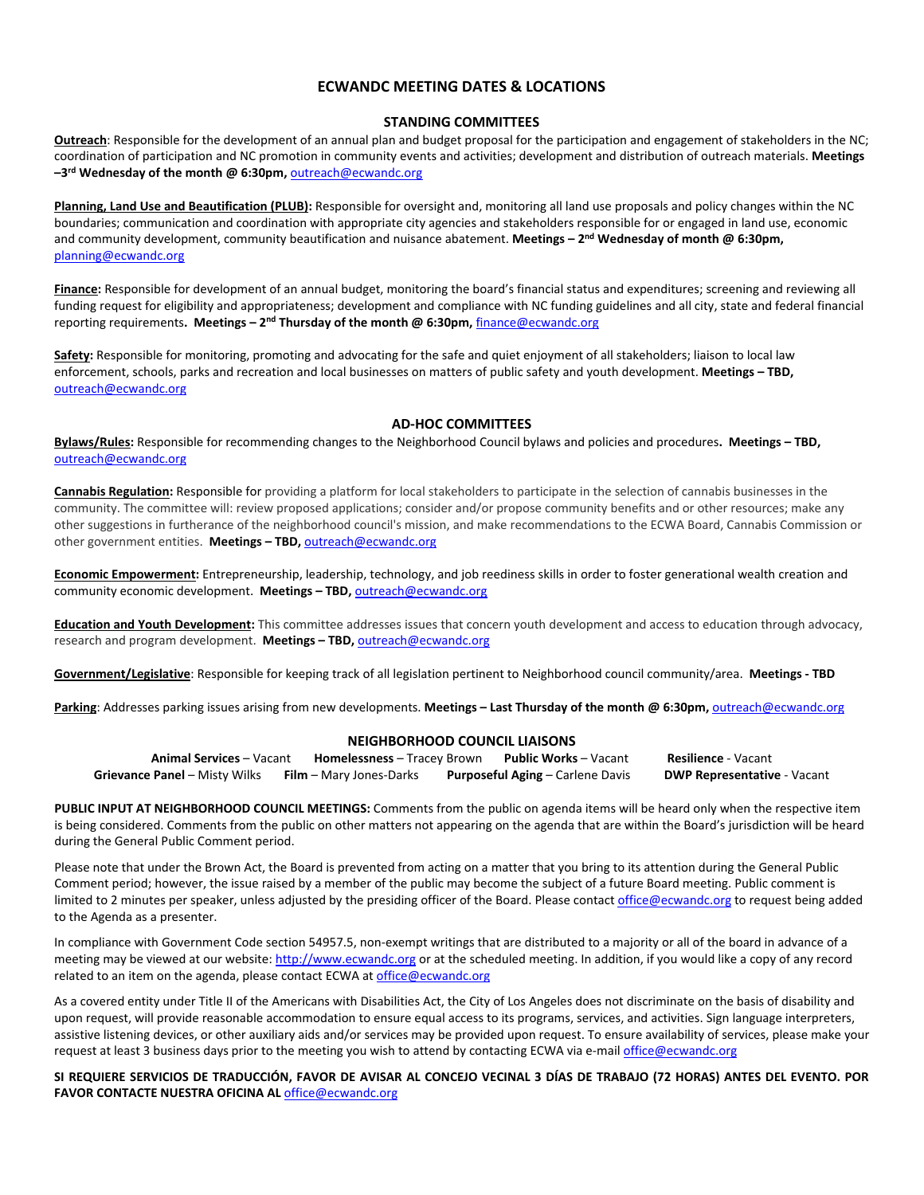# ECWANDC MEETING DATES & LOCATIONS

## STANDING COMMITTEES

**Outreach**: Responsible for the development of an annual plan and budget proposal for the participation and engagement of stakeholders in the NC; coordination of participation and NC promotion in community events and activities; development and distribution of outreach materials. **Meetings –3rd Wednesday of the month @ 6:30pm,** outreach@ecwandc.org

**Planning, Land Use and Beautification (PLUB):** Responsible for oversight and, monitoring all land use proposals and policy changes within the NC boundaries; communication and coordination with appropriate city agencies and stakeholders responsible for or engaged in land use, economic and community development, community beautification and nuisance abatement. **Meetings – 2nd Wednesday of month @ 6:30pm,** planning@ecwandc.org

**Finance:** Responsible for development of an annual budget, monitoring the board's financial status and expenditures; screening and reviewing all funding request for eligibility and appropriateness; development and compliance with NC funding guidelines and all city, state and federal financial reporting requirements**. Meetings – 2nd Thursday of the month @ 6:30pm,** finance@ecwandc.org

**Safety:** Responsible for monitoring, promoting and advocating for the safe and quiet enjoyment of all stakeholders; liaison to local law enforcement, schools, parks and recreation and local businesses on matters of public safety and youth development. **Meetings – TBD,** outreach@ecwandc.org

## AD-HOC COMMITTEES

**Bylaws/Rules:** Responsible for recommending changes to the Neighborhood Council bylaws and policies and procedures**. Meetings – TBD,** outreach@ecwandc.org

**Cannabis Regulation:** Responsible for providing a platform for local stakeholders to participate in the selection of cannabis businesses in the community. The committee will: review proposed applications; consider and/or propose community benefits and or other resources; make any other suggestions in furtherance of the neighborhood council's mission, and make recommendations to the ECWA Board, Cannabis Commission or other government entities. **Meetings – TBD,** outreach@ecwandc.org

**Economic Empowerment:** Entrepreneurship, leadership, technology, and job reediness skills in order to foster generational wealth creation and community economic development. **Meetings – TBD,** outreach@ecwandc.org

**Education and Youth Development:** This committee addresses issues that concern youth development and access to education through advocacy, research and program development. **Meetings – TBD,** outreach@ecwandc.org

**Government/Legislative**: Responsible for keeping track of all legislation pertinent to Neighborhood council community/area. **Meetings - TBD**

**Parking**: Addresses parking issues arising from new developments. **Meetings – Last Thursday of the month @ 6:30pm,** outreach@ecwandc.org

## NEIGHBORHOOD COUNCIL LIAISONS

**Animal Services** – Vacant **Homelessness** – Tracey Brown **Public Works** – Vacant **Resilience** - Vacant
**Grievance Panel** – Misty Wilks **Film** – Mary Jones-Darks **Purposeful Aging** – Carlene Davis **DWP Representative** - Vacant

**PUBLIC INPUT AT NEIGHBORHOOD COUNCIL MEETINGS:** Comments from the public on agenda items will be heard only when the respective item is being considered. Comments from the public on other matters not appearing on the agenda that are within the Board's jurisdiction will be heard during the General Public Comment period.

Please note that under the Brown Act, the Board is prevented from acting on a matter that you bring to its attention during the General Public Comment period; however, the issue raised by a member of the public may become the subject of a future Board meeting. Public comment is limited to 2 minutes per speaker, unless adjusted by the presiding officer of the Board. Please contact office@ecwandc.org to request being added to the Agenda as a presenter.

In compliance with Government Code section 54957.5, non-exempt writings that are distributed to a majority or all of the board in advance of a meeting may be viewed at our website: http://www.ecwandc.org or at the scheduled meeting. In addition, if you would like a copy of any record related to an item on the agenda, please contact ECWA at office@ecwandc.org

As a covered entity under Title II of the Americans with Disabilities Act, the City of Los Angeles does not discriminate on the basis of disability and upon request, will provide reasonable accommodation to ensure equal access to its programs, services, and activities. Sign language interpreters, assistive listening devices, or other auxiliary aids and/or services may be provided upon request. To ensure availability of services, please make your request at least 3 business days prior to the meeting you wish to attend by contacting ECWA via e-mail office@ecwandc.org

**SI REQUIERE SERVICIOS DE TRADUCCIÓN, FAVOR DE AVISAR AL CONCEJO VECINAL 3 DÍAS DE TRABAJO (72 HORAS) ANTES DEL EVENTO. POR FAVOR CONTACTE NUESTRA OFICINA AL** office@ecwandc.org